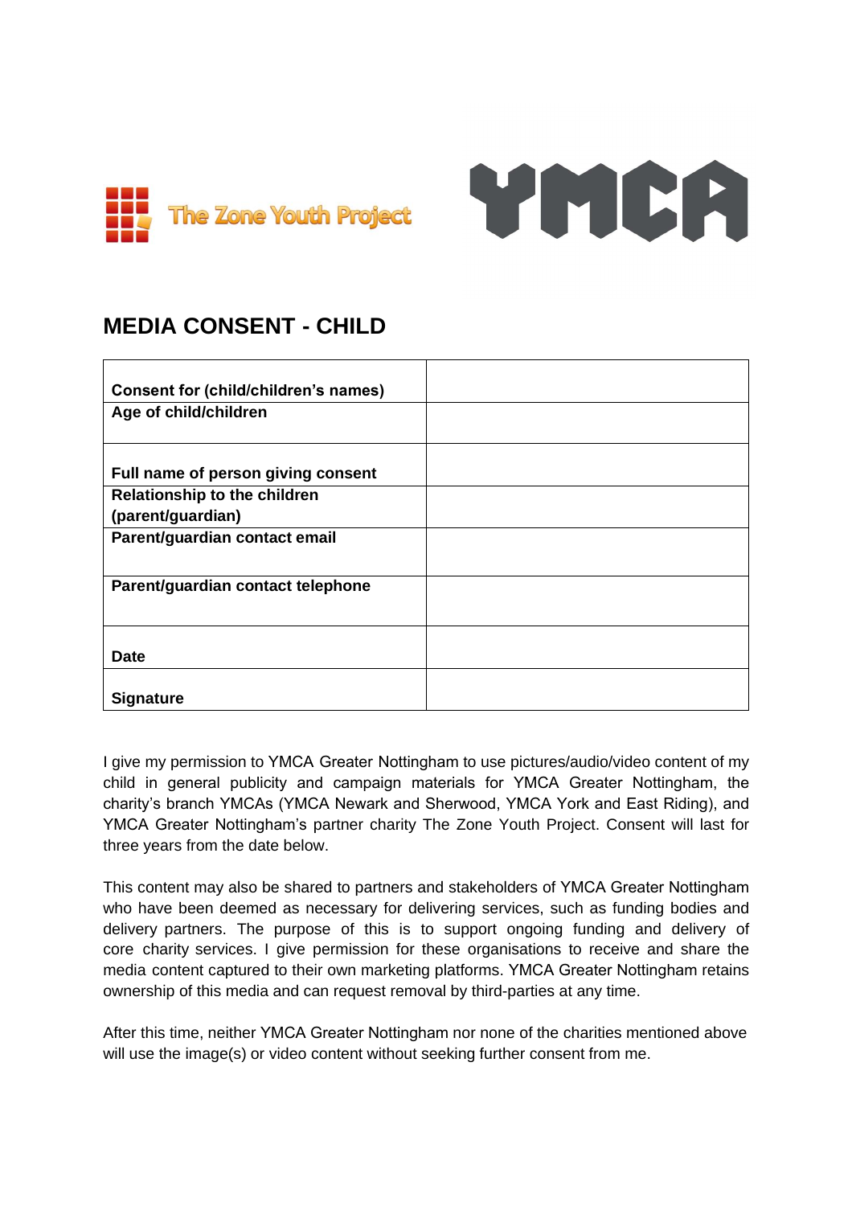The Zone Youth Project

YMCA

# MEDIA CONSENT - CHILD

| Consent for (child/children's names) | |
|---|---|
| Age of child/children | |
| Full name of person giving consent | |
| Relationship to the children (parent/guardian) | |
| Parent/guardian contact email | |
| Parent/guardian contact telephone | |
| Date | |
| Signature | |

I give my permission to YMCA Greater Nottingham to use pictures/audio/video content of my child in general publicity and campaign materials for YMCA Greater Nottingham, the charity's branch YMCAs (YMCA Newark and Sherwood, YMCA York and East Riding), and YMCA Greater Nottingham's partner charity The Zone Youth Project. Consent will last for three years from the date below.

This content may also be shared to partners and stakeholders of YMCA Greater Nottingham who have been deemed as necessary for delivering services, such as funding bodies and delivery partners. The purpose of this is to support ongoing funding and delivery of core charity services. I give permission for these organisations to receive and share the media content captured to their own marketing platforms. YMCA Greater Nottingham retains ownership of this media and can request removal by third-parties at any time.

After this time, neither YMCA Greater Nottingham nor none of the charities mentioned above will use the image(s) or video content without seeking further consent from me.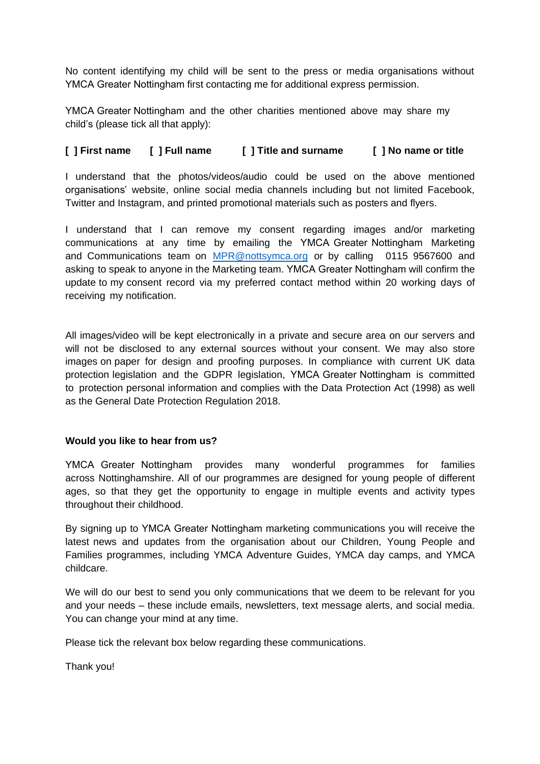No content identifying my child will be sent to the press or media organisations without YMCA Greater Nottingham first contacting me for additional express permission.

YMCA Greater Nottingham and the other charities mentioned above may share my child's (please tick all that apply):

**[ ] First name [ ] Full name [ ] Title and surname [ ] No name or title**

I understand that the photos/videos/audio could be used on the above mentioned organisations' website, online social media channels including but not limited Facebook, Twitter and Instagram, and printed promotional materials such as posters and flyers.

I understand that I can remove my consent regarding images and/or marketing communications at any time by emailing the YMCA Greater Nottingham Marketing and Communications team on [MPR@nottsymca.org](mailto:MPR@nottsymca.org) or by calling 0115 9567600 and asking to speak to anyone in the Marketing team. YMCA Greater Nottingham will confirm the update to my consent record via my preferred contact method within 20 working days of receiving my notification.

All images/video will be kept electronically in a private and secure area on our servers and will not be disclosed to any external sources without your consent. We may also store images on paper for design and proofing purposes. In compliance with current UK data protection legislation and the GDPR legislation, YMCA Greater Nottingham is committed to protection personal information and complies with the Data Protection Act (1998) as well as the General Date Protection Regulation 2018.

**Would you like to hear from us?**

YMCA Greater Nottingham provides many wonderful programmes for families across Nottinghamshire. All of our programmes are designed for young people of different ages, so that they get the opportunity to engage in multiple events and activity types throughout their childhood.

By signing up to YMCA Greater Nottingham marketing communications you will receive the latest news and updates from the organisation about our Children, Young People and Families programmes, including YMCA Adventure Guides, YMCA day camps, and YMCA childcare.

We will do our best to send you only communications that we deem to be relevant for you and your needs – these include emails, newsletters, text message alerts, and social media. You can change your mind at any time.

Please tick the relevant box below regarding these communications.

Thank you!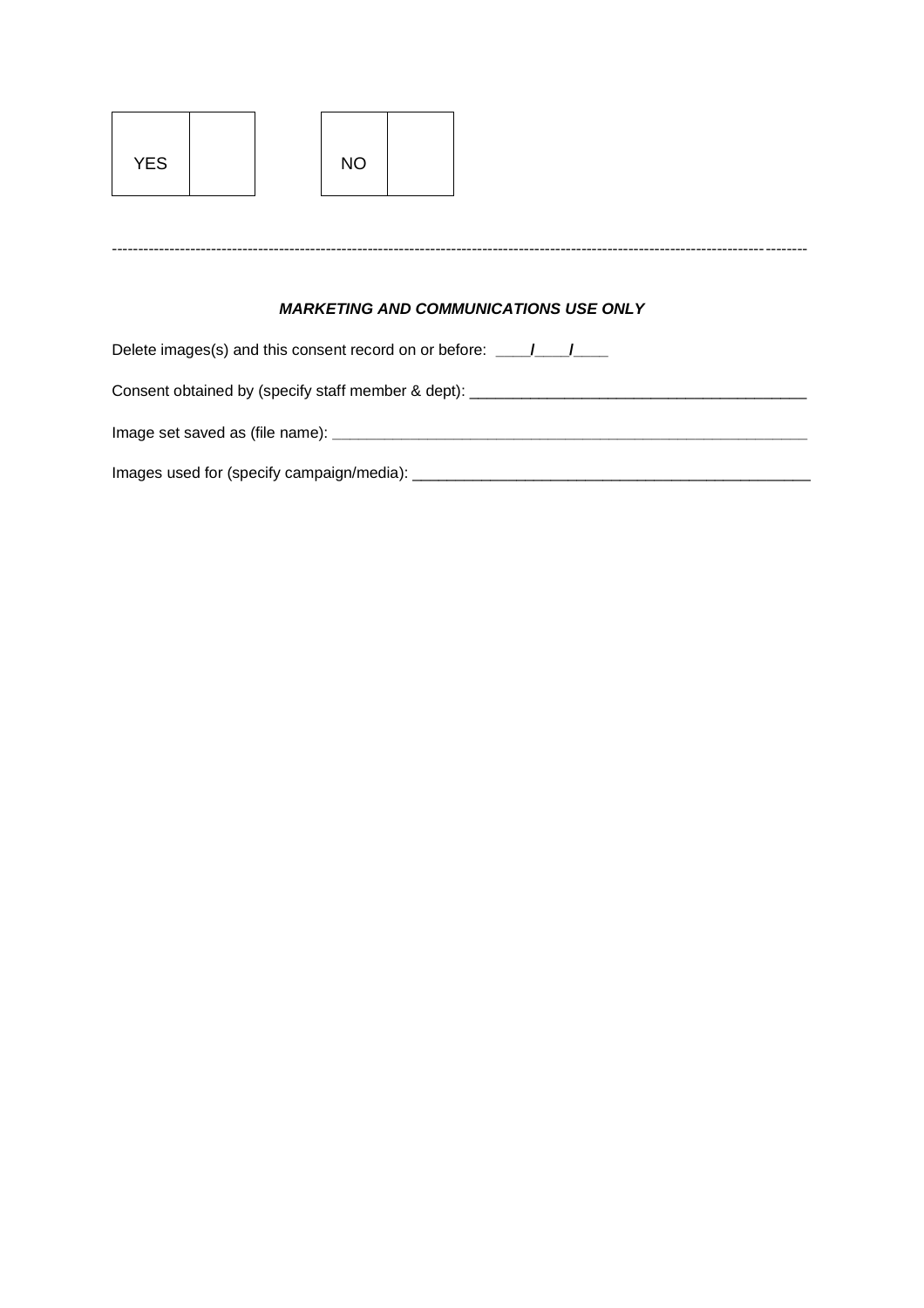| | | | | |
|---|---|---|---|---|
| YES | | | NO | |

---

***MARKETING AND COMMUNICATIONS USE ONLY***

Delete images(s) and this consent record on or before: ____/____/____

Consent obtained by (specify staff member & dept): _______________________________________

Image set saved as (file name): _________________________________________________________

Images used for (specify campaign/media): ________________________________________________